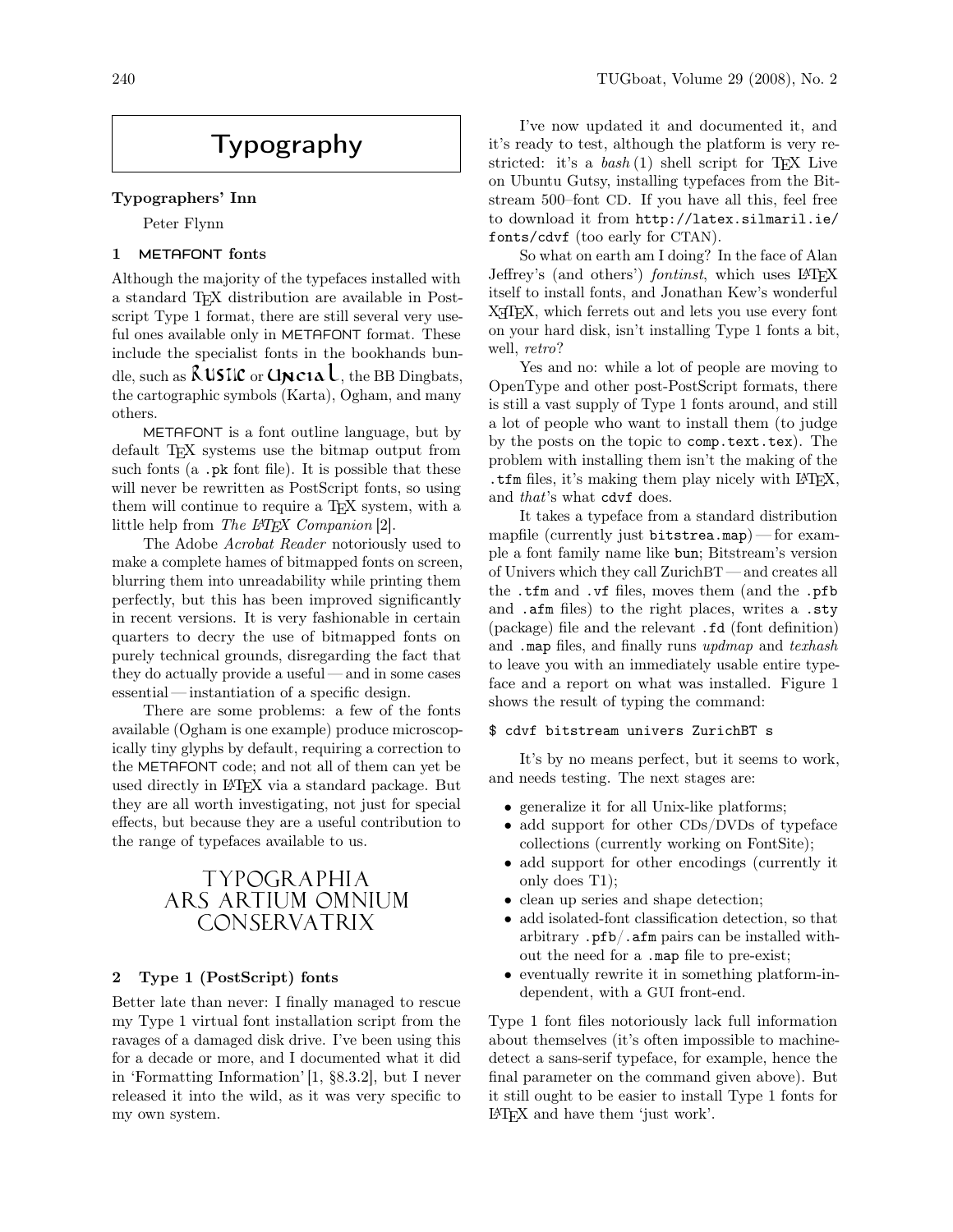# Typography

## Typographers' Inn

Peter Flynn

### 1 METAFONT fonts

Although the majority of the typefaces installed with a standard TeX distribution are available in Postscript Type 1 format, there are still several very useful ones available only in METAFONT format. These include the specialist fonts in the bookhands bundle, such as Rustic or Uncial, the BB Dingbats, the cartographic symbols (Karta), Ogham, and many others.

METAFONT is a font outline language, but by default TeX systems use the bitmap output from such fonts (a .pk font file). It is possible that these will never be rewritten as PostScript fonts, so using them will continue to require a TeX system, with a little help from *The LaTeX Companion* [2].

The Adobe *Acrobat Reader* notoriously used to make a complete hames of bitmapped fonts on screen, blurring them into unreadability while printing them perfectly, but this has been improved significantly in recent versions. It is very fashionable in certain quarters to decry the use of bitmapped fonts on purely technical grounds, disregarding the fact that they do actually provide a useful — and in some cases essential — instantiation of a specific design.

There are some problems: a few of the fonts available (Ogham is one example) produce microscopically tiny glyphs by default, requiring a correction to the METAFONT code; and not all of them can yet be used directly in LaTeX via a standard package. But they are all worth investigating, not just for special effects, but because they are a useful contribution to the range of typefaces available to us.

TYPOGRAPHIA
ARS ARTIUM OMNIUM
CONSERVATRIX

### 2 Type 1 (PostScript) fonts

Better late than never: I finally managed to rescue my Type 1 virtual font installation script from the ravages of a damaged disk drive. I've been using this for a decade or more, and I documented what it did in 'Formatting Information' [1, §8.3.2], but I never released it into the wild, as it was very specific to my own system.

I've now updated it and documented it, and it's ready to test, although the platform is very restricted: it's a *bash* (1) shell script for TeX Live on Ubuntu Gutsy, installing typefaces from the Bitstream 500–font CD. If you have all this, feel free to download it from http://latex.silmaril.ie/fonts/cdvf (too early for CTAN).

So what on earth am I doing? In the face of Alan Jeffrey's (and others') *fontinst*, which uses LaTeX itself to install fonts, and Jonathan Kew's wonderful XeTeX, which ferrets out and lets you use every font on your hard disk, isn't installing Type 1 fonts a bit, well, *retro*?

Yes and no: while a lot of people are moving to OpenType and other post-PostScript formats, there is still a vast supply of Type 1 fonts around, and still a lot of people who want to install them (to judge by the posts on the topic to comp.text.tex). The problem with installing them isn't the making of the .tfm files, it's making them play nicely with LaTeX, and *that*'s what cdvf does.

It takes a typeface from a standard distribution mapfile (currently just bitstrea.map) — for example a font family name like bun; Bitstream's version of Univers which they call ZurichBT — and creates all the .tfm and .vf files, moves them (and the .pfb and .afm files) to the right places, writes a .sty (package) file and the relevant .fd (font definition) and .map files, and finally runs *updmap* and *texhash* to leave you with an immediately usable entire typeface and a report on what was installed. Figure 1 shows the result of typing the command:

```
$ cdvf bitstream univers ZurichBT s
```

It's by no means perfect, but it seems to work, and needs testing. The next stages are:

- generalize it for all Unix-like platforms;
- add support for other CDs/DVDs of typeface collections (currently working on FontSite);
- add support for other encodings (currently it only does T1);
- clean up series and shape detection;
- add isolated-font classification detection, so that arbitrary .pfb/.afm pairs can be installed without the need for a .map file to pre-exist;
- eventually rewrite it in something platform-independent, with a GUI front-end.

Type 1 font files notoriously lack full information about themselves (it's often impossible to machine-detect a sans-serif typeface, for example, hence the final parameter on the command given above). But it still ought to be easier to install Type 1 fonts for LaTeX and have them 'just work'.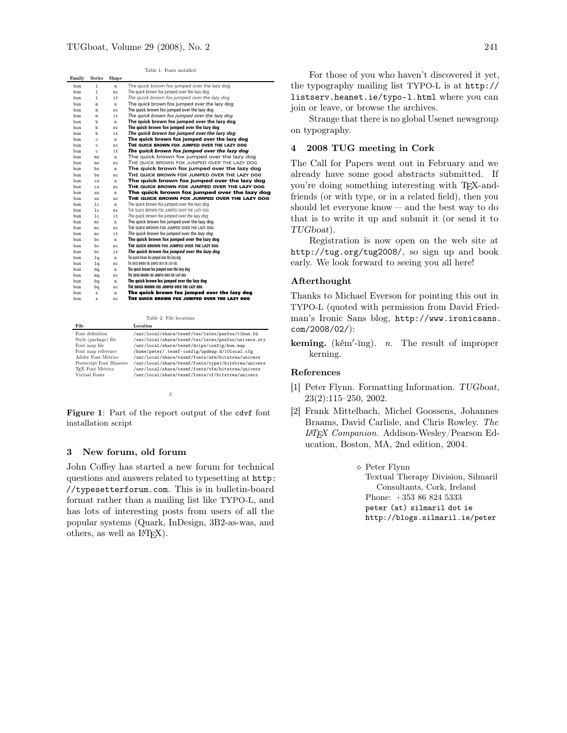Table 1: Fonts installed

| Family | Series | Shape | |
|---|---|---|---|
| bun | l | n | The quick brown fox jumped over the lazy dog |
| bun | l | sc | The quick brown fox jumped over the lazy dog |
| bun | l | it | *The quick brown fox jumped over the lazy dog* |
| bun | m | n | The quick brown fox jumped over the lazy dog |
| bun | m | sc | The quick brown fox jumped over the lazy dog |
| bun | m | it | *The quick brown fox jumped over the lazy dog* |
| bun | b | n | **The quick brown fox jumped over the lazy dog** |
| bun | b | sc | **The quick brown fox jumped over the lazy dog** |
| bun | b | it | ***The quick brown fox jumped over the lazy dog*** |
| bun | c | n | **The quick brown fox jumped over the lazy dog** |
| bun | c | sc | **THE QUICK BROWN FOX JUMPED OVER THE LAZY DOG** |
| bun | c | it | ***The quick brown fox jumped over the lazy dog*** |
| bun | mx | n | The quick brown fox jumped over the lazy dog |
| bun | mx | sc | THE QUICK BROWN FOX JUMPED OVER THE LAZY DOG |
| bun | bx | n | **The quick brown fox jumped over the lazy dog** |
| bun | bx | sc | **THE QUICK BROWN FOX JUMPED OVER THE LAZY DOG** |
| bun | cx | n | **The quick brown fox jumped over the lazy dog** |
| bun | cx | sc | **THE QUICK BROWN FOX JUMPED OVER THE LAZY DOG** |
| bun | ux | n | **The quick brown fox jumped over the lazy dog** |
| bun | ux | sc | **THE QUICK BROWN FOX JUMPED OVER THE LAZY DOG** |
| bun | lc | n | The quick brown fox jumped over the lazy dog |
| bun | lc | sc | THE QUICK BROWN FOX JUMPED OVER THE LAZY DOG |
| bun | lc | it | *The quick brown fox jumped over the lazy dog* |
| bun | mc | n | The quick brown fox jumped over the lazy dog |
| bun | mc | sc | THE QUICK BROWN FOX JUMPED OVER THE LAZY DOG |
| bun | mc | it | *The quick brown fox jumped over the lazy dog* |
| bun | bc | n | **The quick brown fox jumped over the lazy dog** |
| bun | bc | sc | **THE QUICK BROWN FOX JUMPED OVER THE LAZY DOG** |
| bun | bc | it | ***The quick brown fox jumped over the lazy dog*** |
| bun | lq | n | The quick brown fox jumped over the lazy dog |
| bun | lq | sc | THE QUICK BROWN FOX JUMPED OVER THE LAZY DOG |
| bun | mq | n | The quick brown fox jumped over the lazy dog |
| bun | mq | sc | THE QUICK BROWN FOX JUMPED OVER THE LAZY DOG |
| bun | bq | n | **The quick brown fox jumped over the lazy dog** |
| bun | bq | sc | **THE QUICK BROWN FOX JUMPED OVER THE LAZY DOG** |
| bun | x | n | **The quick brown fox jumped over the lazy dog** |
| bun | x | sc | **THE QUICK BROWN FOX JUMPED OVER THE LAZY DOG** |

Table 2: File locations

| File | Location |
|---|---|
| Font definition | /usr/local/share/texmf/tex/latex/psnfss/t1bun.fd |
| Style (package) file | /usr/local/share/texmf/tex/latex/psnfss/univers.sty |
| Font map file | /usr/local/share/texmf/dvips/config/bun.map |
| Font map reference | /home/peter/.texmf-config/updmap.d/10local.cfg |
| Adobe Font Metrics | /usr/local/share/texmf/fonts/afm/bitstrea/univers |
| Postscript Font Binaries | /usr/local/share/texmf/fonts/type1/bitstrea/univers |
| TEX Font Metrics | /usr/local/share/texmf/fonts/tfm/bitstrea/univers |
| Virtual Fonts | /usr/local/share/texmf/fonts/vf/bitstrea/univers |

3

**Figure 1**: Part of the report output of the `cdvf` font installation script

## 3 New forum, old forum

John Coffey has started a new forum for technical questions and answers related to typesetting at `http://typesetterforum.com`. This is in bulletin-board format rather than a mailing list like TYPO-L, and has lots of interesting posts from users of all the popular systems (Quark, InDesign, 3B2-as-was, and others, as well as LaTeX).

For those of you who haven't discovered it yet, the typography mailing list TYPO-L is at `http://listserv.heanet.ie/typo-l.html` where you can join or leave, or browse the archives.

Strange that there is no global Usenet newsgroup on typography.

## 4 2008 TUG meeting in Cork

The Call for Papers went out in February and we already have some good abstracts submitted. If you're doing something interesting with TeX-and-friends (or with type, or in a related field), then you should let everyone know — and the best way to do that is to write it up and submit it (or send it to *TUGboat*).

Registration is now open on the web site at `http://tug.org/tug2008/`, so sign up and book early. We look forward to seeing you all here!

### Afterthought

Thanks to Michael Everson for pointing this out in TYPO-L (quoted with permission from David Friedman's Ironic Sans blog, `http://www.ironicsans.com/2008/02/`):

**keming.** (kĕm′-ĭng). *n.* The result of improper kerning.

### References

[1] Peter Flynn. Formatting Information. *TUGboat*, 23(2):115–250, 2002.

[2] Frank Mittelbach, Michel Goossens, Johannes Braams, David Carlisle, and Chris Rowley. *The LaTeX Companion*. Addison-Wesley/Pearson Education, Boston, MA, 2nd edition, 2004.

◇ Peter Flynn
Textual Therapy Division, Silmaril Consultants, Cork, Ireland
Phone: +353 86 824 5333
`peter (at) silmaril dot ie`
`http://blogs.silmaril.ie/peter`